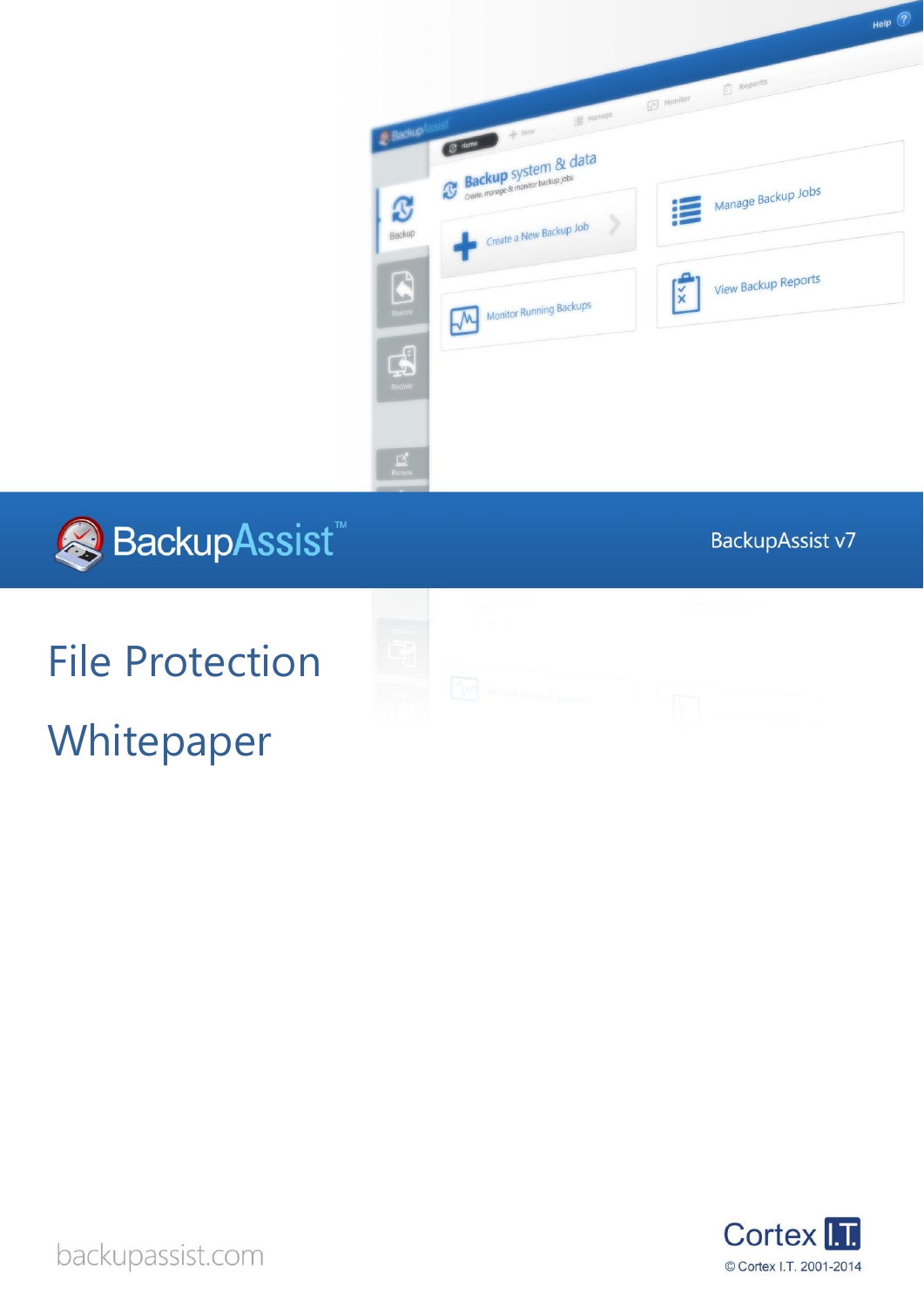BackupAssist™

BackupAssist v7

# File Protection Whitepaper

backupassist.com

Cortex I.T.

© Cortex I.T. 2001-2014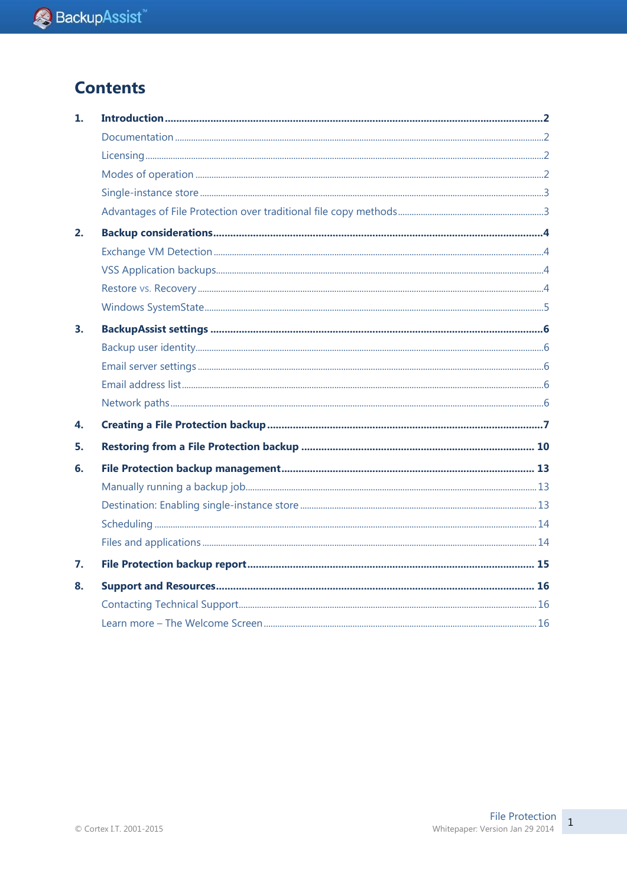# Contents

1. **Introduction** ..... **2**
   - Documentation ..... 2
   - Licensing ..... 2
   - Modes of operation ..... 2
   - Single-instance store ..... 3
   - Advantages of File Protection over traditional file copy methods ..... 3
2. **Backup considerations** ..... **4**
   - Exchange VM Detection ..... 4
   - VSS Application backups ..... 4
   - Restore vs. Recovery ..... 4
   - Windows SystemState ..... 5
3. **BackupAssist settings** ..... **6**
   - Backup user identity ..... 6
   - Email server settings ..... 6
   - Email address list ..... 6
   - Network paths ..... 6
4. **Creating a File Protection backup** ..... **7**
5. **Restoring from a File Protection backup** ..... **10**
6. **File Protection backup management** ..... **13**
   - Manually running a backup job ..... 13
   - Destination: Enabling single-instance store ..... 13
   - Scheduling ..... 14
   - Files and applications ..... 14
7. **File Protection backup report** ..... **15**
8. **Support and Resources** ..... **16**
   - Contacting Technical Support ..... 16
   - Learn more – The Welcome Screen ..... 16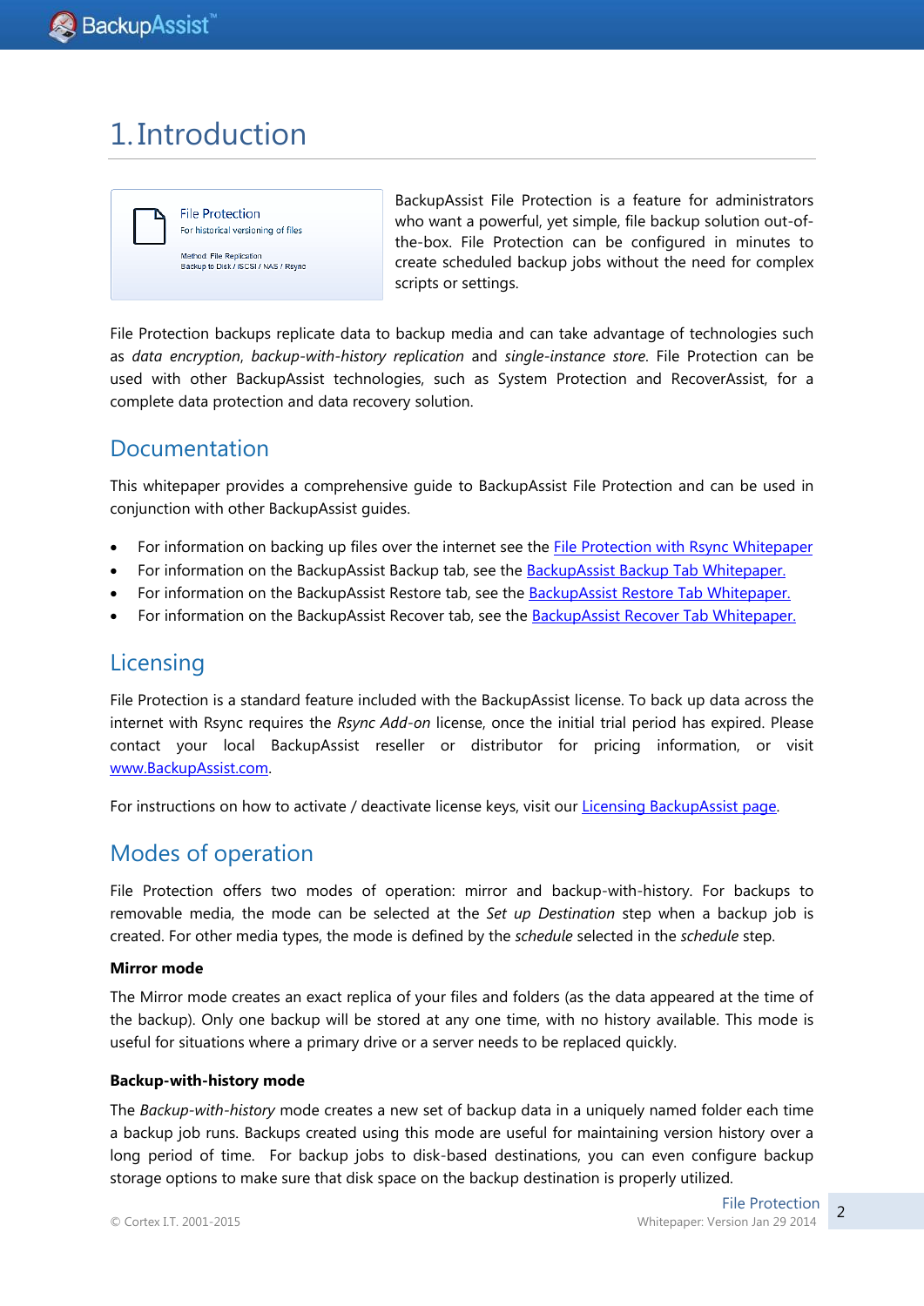# 1. Introduction

File Protection
For historical versioning of files

Method: File Replication
Backup to Disk / iSCSI / NAS / Rsync

BackupAssist File Protection is a feature for administrators who want a powerful, yet simple, file backup solution out-of-the-box. File Protection can be configured in minutes to create scheduled backup jobs without the need for complex scripts or settings.

File Protection backups replicate data to backup media and can take advantage of technologies such as *data encryption*, *backup-with-history replication* and *single-instance store*. File Protection can be used with other BackupAssist technologies, such as System Protection and RecoverAssist, for a complete data protection and data recovery solution.

## Documentation

This whitepaper provides a comprehensive guide to BackupAssist File Protection and can be used in conjunction with other BackupAssist guides.

- For information on backing up files over the internet see the File Protection with Rsync Whitepaper
- For information on the BackupAssist Backup tab, see the BackupAssist Backup Tab Whitepaper.
- For information on the BackupAssist Restore tab, see the BackupAssist Restore Tab Whitepaper.
- For information on the BackupAssist Recover tab, see the BackupAssist Recover Tab Whitepaper.

## Licensing

File Protection is a standard feature included with the BackupAssist license. To back up data across the internet with Rsync requires the *Rsync Add-on* license, once the initial trial period has expired. Please contact your local BackupAssist reseller or distributor for pricing information, or visit www.BackupAssist.com.

For instructions on how to activate / deactivate license keys, visit our Licensing BackupAssist page.

## Modes of operation

File Protection offers two modes of operation: mirror and backup-with-history. For backups to removable media, the mode can be selected at the *Set up Destination* step when a backup job is created. For other media types, the mode is defined by the *schedule* selected in the *schedule* step.

**Mirror mode**

The Mirror mode creates an exact replica of your files and folders (as the data appeared at the time of the backup). Only one backup will be stored at any one time, with no history available. This mode is useful for situations where a primary drive or a server needs to be replaced quickly.

**Backup-with-history mode**

The *Backup-with-history* mode creates a new set of backup data in a uniquely named folder each time a backup job runs. Backups created using this mode are useful for maintaining version history over a long period of time. For backup jobs to disk-based destinations, you can even configure backup storage options to make sure that disk space on the backup destination is properly utilized.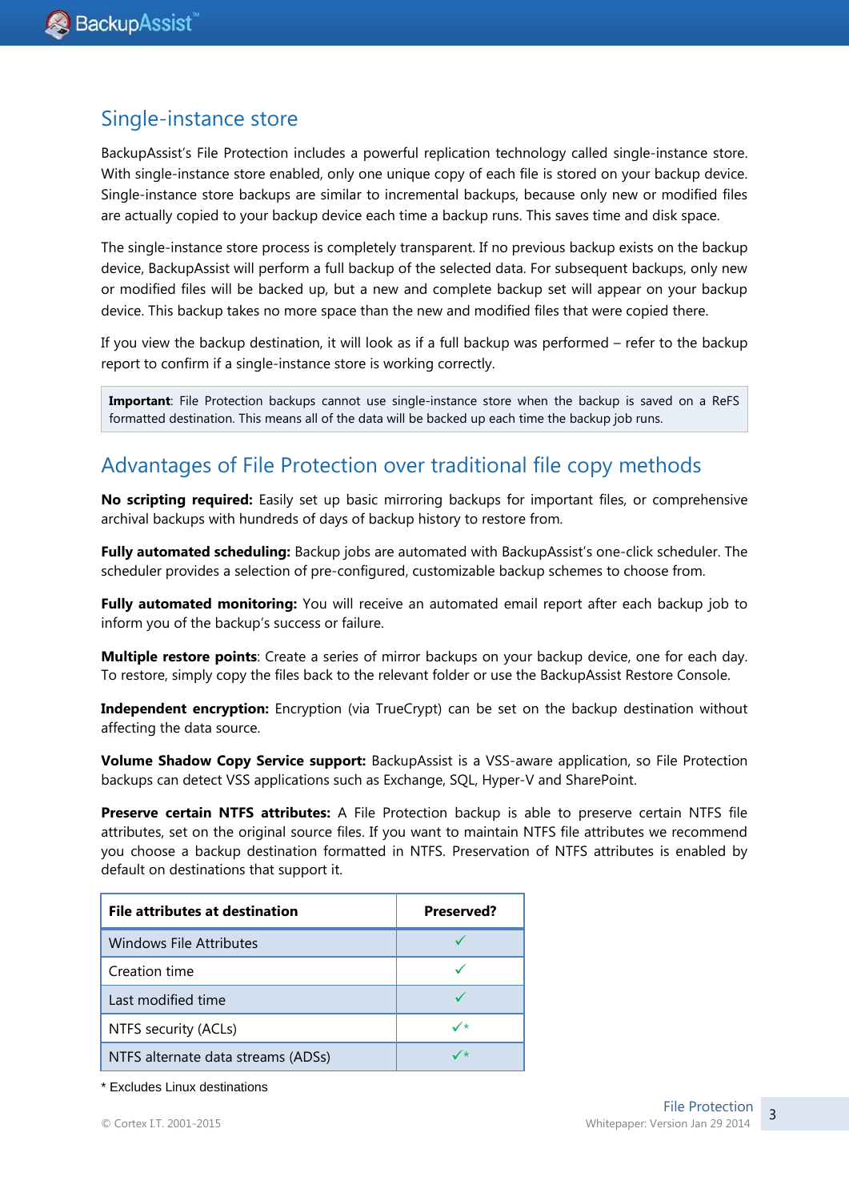## Single-instance store

BackupAssist's File Protection includes a powerful replication technology called single-instance store. With single-instance store enabled, only one unique copy of each file is stored on your backup device. Single-instance store backups are similar to incremental backups, because only new or modified files are actually copied to your backup device each time a backup runs. This saves time and disk space.

The single-instance store process is completely transparent. If no previous backup exists on the backup device, BackupAssist will perform a full backup of the selected data. For subsequent backups, only new or modified files will be backed up, but a new and complete backup set will appear on your backup device. This backup takes no more space than the new and modified files that were copied there.

If you view the backup destination, it will look as if a full backup was performed – refer to the backup report to confirm if a single-instance store is working correctly.

> **Important**: File Protection backups cannot use single-instance store when the backup is saved on a ReFS formatted destination. This means all of the data will be backed up each time the backup job runs.

## Advantages of File Protection over traditional file copy methods

**No scripting required:** Easily set up basic mirroring backups for important files, or comprehensive archival backups with hundreds of days of backup history to restore from.

**Fully automated scheduling:** Backup jobs are automated with BackupAssist's one-click scheduler. The scheduler provides a selection of pre-configured, customizable backup schemes to choose from.

**Fully automated monitoring:** You will receive an automated email report after each backup job to inform you of the backup's success or failure.

**Multiple restore points**: Create a series of mirror backups on your backup device, one for each day. To restore, simply copy the files back to the relevant folder or use the BackupAssist Restore Console.

**Independent encryption:** Encryption (via TrueCrypt) can be set on the backup destination without affecting the data source.

**Volume Shadow Copy Service support:** BackupAssist is a VSS-aware application, so File Protection backups can detect VSS applications such as Exchange, SQL, Hyper-V and SharePoint.

**Preserve certain NTFS attributes:** A File Protection backup is able to preserve certain NTFS file attributes, set on the original source files. If you want to maintain NTFS file attributes we recommend you choose a backup destination formatted in NTFS. Preservation of NTFS attributes is enabled by default on destinations that support it.

| File attributes at destination | Preserved? |
|---|---|
| Windows File Attributes | ✓ |
| Creation time | ✓ |
| Last modified time | ✓ |
| NTFS security (ACLs) | ✓* |
| NTFS alternate data streams (ADSs) | ✓* |

* Excludes Linux destinations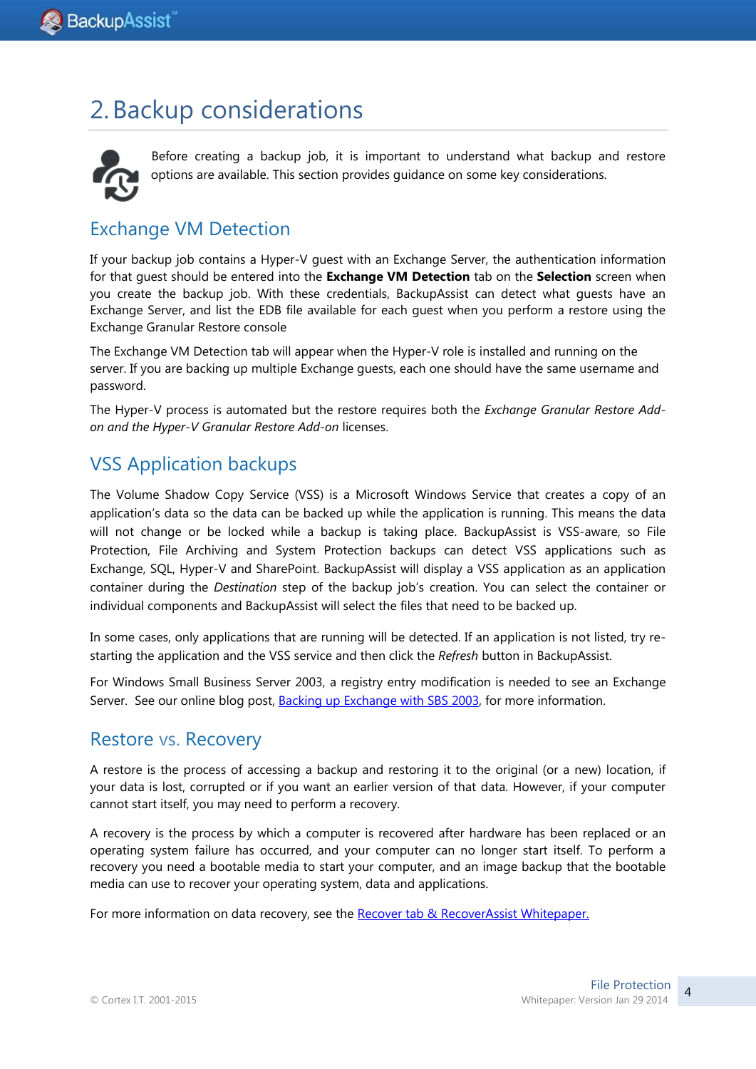# 2. Backup considerations

Before creating a backup job, it is important to understand what backup and restore options are available. This section provides guidance on some key considerations.

## Exchange VM Detection

If your backup job contains a Hyper-V guest with an Exchange Server, the authentication information for that guest should be entered into the **Exchange VM Detection** tab on the **Selection** screen when you create the backup job. With these credentials, BackupAssist can detect what guests have an Exchange Server, and list the EDB file available for each guest when you perform a restore using the Exchange Granular Restore console

The Exchange VM Detection tab will appear when the Hyper-V role is installed and running on the server. If you are backing up multiple Exchange guests, each one should have the same username and password.

The Hyper-V process is automated but the restore requires both the *Exchange Granular Restore Add-on and the Hyper-V Granular Restore Add-on* licenses.

## VSS Application backups

The Volume Shadow Copy Service (VSS) is a Microsoft Windows Service that creates a copy of an application's data so the data can be backed up while the application is running. This means the data will not change or be locked while a backup is taking place. BackupAssist is VSS-aware, so File Protection, File Archiving and System Protection backups can detect VSS applications such as Exchange, SQL, Hyper-V and SharePoint. BackupAssist will display a VSS application as an application container during the *Destination* step of the backup job's creation. You can select the container or individual components and BackupAssist will select the files that need to be backed up.

In some cases, only applications that are running will be detected. If an application is not listed, try re-starting the application and the VSS service and then click the *Refresh* button in BackupAssist.

For Windows Small Business Server 2003, a registry entry modification is needed to see an Exchange Server. See our online blog post, Backing up Exchange with SBS 2003, for more information.

## Restore vs. Recovery

A restore is the process of accessing a backup and restoring it to the original (or a new) location, if your data is lost, corrupted or if you want an earlier version of that data. However, if your computer cannot start itself, you may need to perform a recovery.

A recovery is the process by which a computer is recovered after hardware has been replaced or an operating system failure has occurred, and your computer can no longer start itself. To perform a recovery you need a bootable media to start your computer, and an image backup that the bootable media can use to recover your operating system, data and applications.

For more information on data recovery, see the Recover tab & RecoverAssist Whitepaper.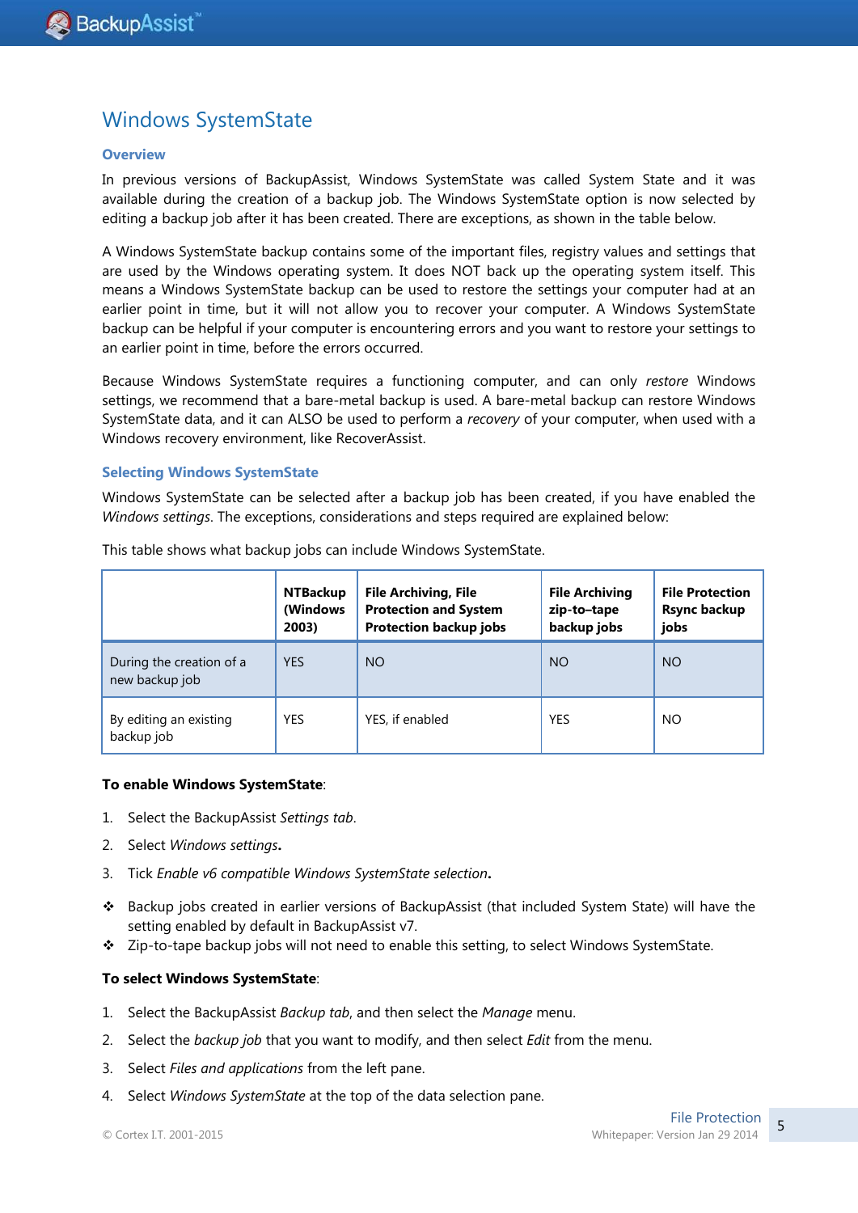# Windows SystemState

### Overview

In previous versions of BackupAssist, Windows SystemState was called System State and it was available during the creation of a backup job. The Windows SystemState option is now selected by editing a backup job after it has been created. There are exceptions, as shown in the table below.

A Windows SystemState backup contains some of the important files, registry values and settings that are used by the Windows operating system. It does NOT back up the operating system itself. This means a Windows SystemState backup can be used to restore the settings your computer had at an earlier point in time, but it will not allow you to recover your computer. A Windows SystemState backup can be helpful if your computer is encountering errors and you want to restore your settings to an earlier point in time, before the errors occurred.

Because Windows SystemState requires a functioning computer, and can only *restore* Windows settings, we recommend that a bare-metal backup is used. A bare-metal backup can restore Windows SystemState data, and it can ALSO be used to perform a *recovery* of your computer, when used with a Windows recovery environment, like RecoverAssist.

### Selecting Windows SystemState

Windows SystemState can be selected after a backup job has been created, if you have enabled the *Windows settings*. The exceptions, considerations and steps required are explained below:

This table shows what backup jobs can include Windows SystemState.

| | NTBackup (Windows 2003) | File Archiving, File Protection and System Protection backup jobs | File Archiving zip-to-tape backup jobs | File Protection Rsync backup jobs |
|---|---|---|---|---|
| During the creation of a new backup job | YES | NO | NO | NO |
| By editing an existing backup job | YES | YES, if enabled | YES | NO |

**To enable Windows SystemState**:

1. Select the BackupAssist *Settings tab*.
2. Select *Windows settings***.**
3. Tick *Enable v6 compatible Windows SystemState selection***.**

- ❖ Backup jobs created in earlier versions of BackupAssist (that included System State) will have the setting enabled by default in BackupAssist v7.
- ❖ Zip-to-tape backup jobs will not need to enable this setting, to select Windows SystemState.

**To select Windows SystemState**:

1. Select the BackupAssist *Backup tab*, and then select the *Manage* menu.
2. Select the *backup job* that you want to modify, and then select *Edit* from the menu.
3. Select *Files and applications* from the left pane.
4. Select *Windows SystemState* at the top of the data selection pane.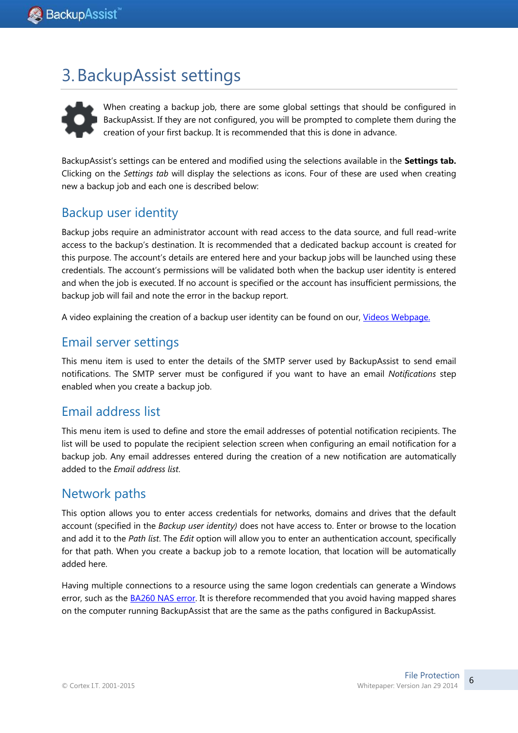# 3. BackupAssist settings

When creating a backup job, there are some global settings that should be configured in BackupAssist. If they are not configured, you will be prompted to complete them during the creation of your first backup. It is recommended that this is done in advance.

BackupAssist's settings can be entered and modified using the selections available in the **Settings tab.** Clicking on the *Settings tab* will display the selections as icons. Four of these are used when creating new a backup job and each one is described below:

## Backup user identity

Backup jobs require an administrator account with read access to the data source, and full read-write access to the backup's destination. It is recommended that a dedicated backup account is created for this purpose. The account's details are entered here and your backup jobs will be launched using these credentials. The account's permissions will be validated both when the backup user identity is entered and when the job is executed. If no account is specified or the account has insufficient permissions, the backup job will fail and note the error in the backup report.

A video explaining the creation of a backup user identity can be found on our, Videos Webpage.

## Email server settings

This menu item is used to enter the details of the SMTP server used by BackupAssist to send email notifications. The SMTP server must be configured if you want to have an email *Notifications* step enabled when you create a backup job.

## Email address list

This menu item is used to define and store the email addresses of potential notification recipients. The list will be used to populate the recipient selection screen when configuring an email notification for a backup job. Any email addresses entered during the creation of a new notification are automatically added to the *Email address list*.

## Network paths

This option allows you to enter access credentials for networks, domains and drives that the default account (specified in the *Backup user identity)* does not have access to. Enter or browse to the location and add it to the *Path list*. The *Edit* option will allow you to enter an authentication account, specifically for that path. When you create a backup job to a remote location, that location will be automatically added here.

Having multiple connections to a resource using the same logon credentials can generate a Windows error, such as the BA260 NAS error. It is therefore recommended that you avoid having mapped shares on the computer running BackupAssist that are the same as the paths configured in BackupAssist.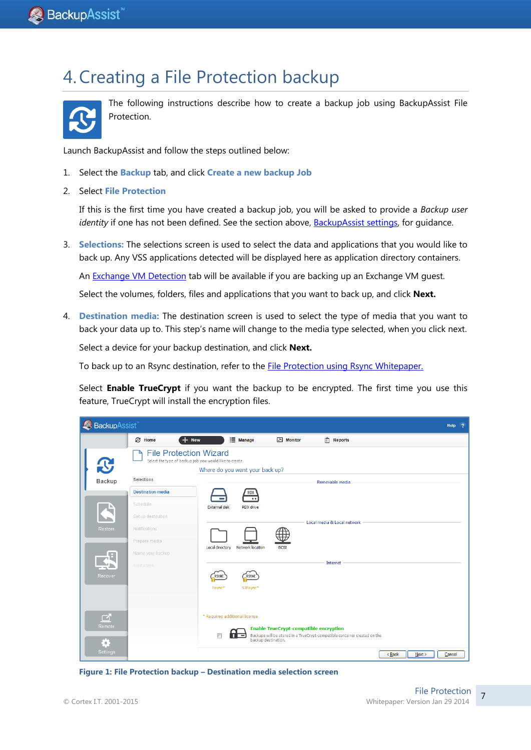# 4. Creating a File Protection backup

The following instructions describe how to create a backup job using BackupAssist File Protection.

Launch BackupAssist and follow the steps outlined below:

1. Select the **Backup** tab, and click **Create a new backup Job**
2. Select **File Protection**

   If this is the first time you have created a backup job, you will be asked to provide a *Backup user identity* if one has not been defined. See the section above, BackupAssist settings, for guidance.

3. **Selections:** The selections screen is used to select the data and applications that you would like to back up. Any VSS applications detected will be displayed here as application directory containers.

   An Exchange VM Detection tab will be available if you are backing up an Exchange VM guest.

   Select the volumes, folders, files and applications that you want to back up, and click **Next.**

4. **Destination media:** The destination screen is used to select the type of media that you want to back your data up to. This step's name will change to the media type selected, when you click next.

   Select a device for your backup destination, and click **Next.**

   To back up to an Rsync destination, refer to the File Protection using Rsync Whitepaper.

   Select **Enable TrueCrypt** if you want the backup to be encrypted. The first time you use this feature, TrueCrypt will install the encryption files.

**Figure 1: File Protection backup – Destination media selection screen**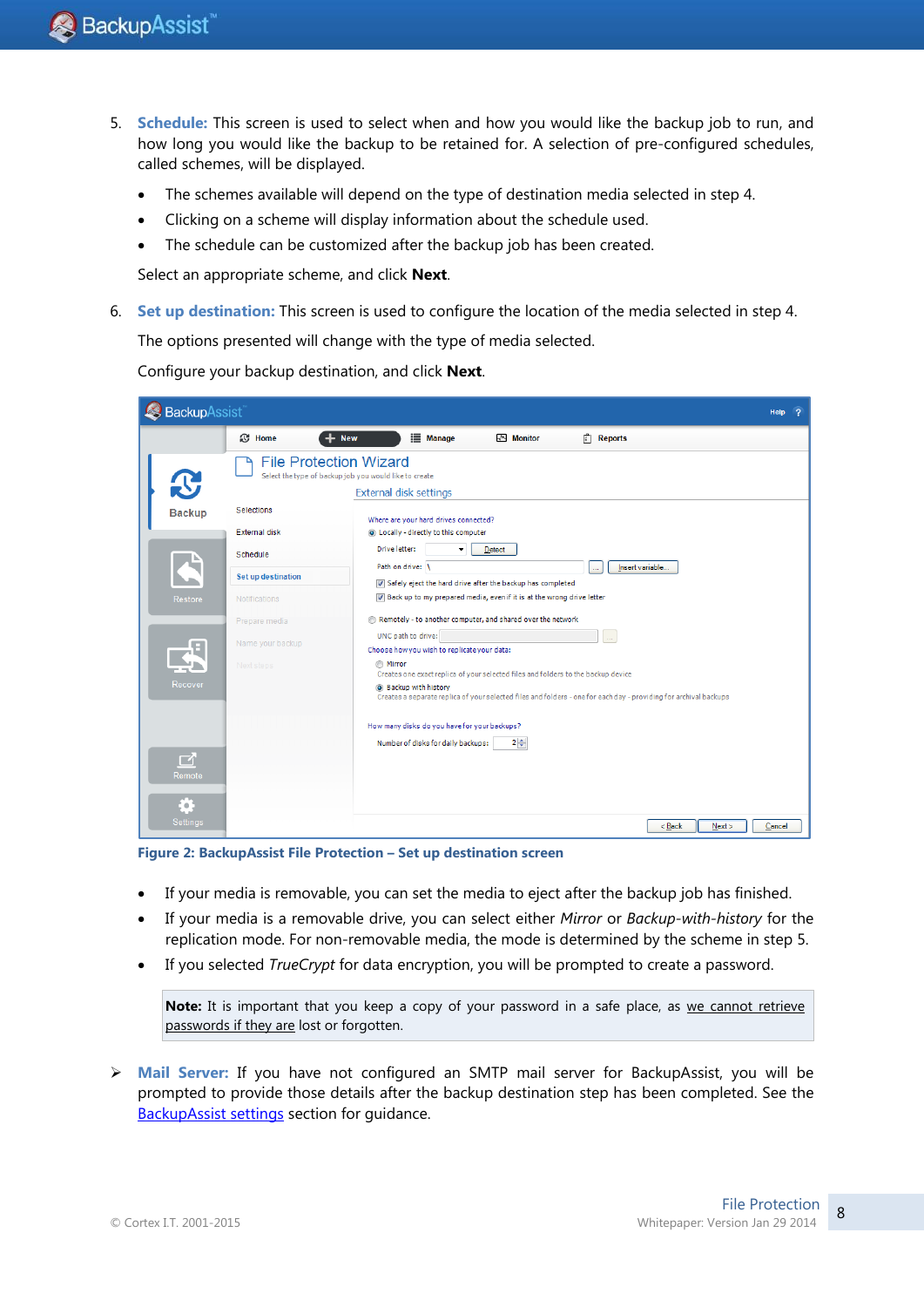5. **Schedule:** This screen is used to select when and how you would like the backup job to run, and how long you would like the backup to be retained for. A selection of pre-configured schedules, called schemes, will be displayed.

   - The schemes available will depend on the type of destination media selected in step 4.
   - Clicking on a scheme will display information about the schedule used.
   - The schedule can be customized after the backup job has been created.

   Select an appropriate scheme, and click **Next**.

6. **Set up destination:** This screen is used to configure the location of the media selected in step 4.

   The options presented will change with the type of media selected.

   Configure your backup destination, and click **Next**.

**Figure 2: BackupAssist File Protection – Set up destination screen**

- If your media is removable, you can set the media to eject after the backup job has finished.
- If your media is a removable drive, you can select either *Mirror* or *Backup-with-history* for the replication mode. For non-removable media, the mode is determined by the scheme in step 5.
- If you selected *TrueCrypt* for data encryption, you will be prompted to create a password.

> **Note:** It is important that you keep a copy of your password in a safe place, as we cannot retrieve passwords if they are lost or forgotten.

➢ **Mail Server:** If you have not configured an SMTP mail server for BackupAssist, you will be prompted to provide those details after the backup destination step has been completed. See the BackupAssist settings section for guidance.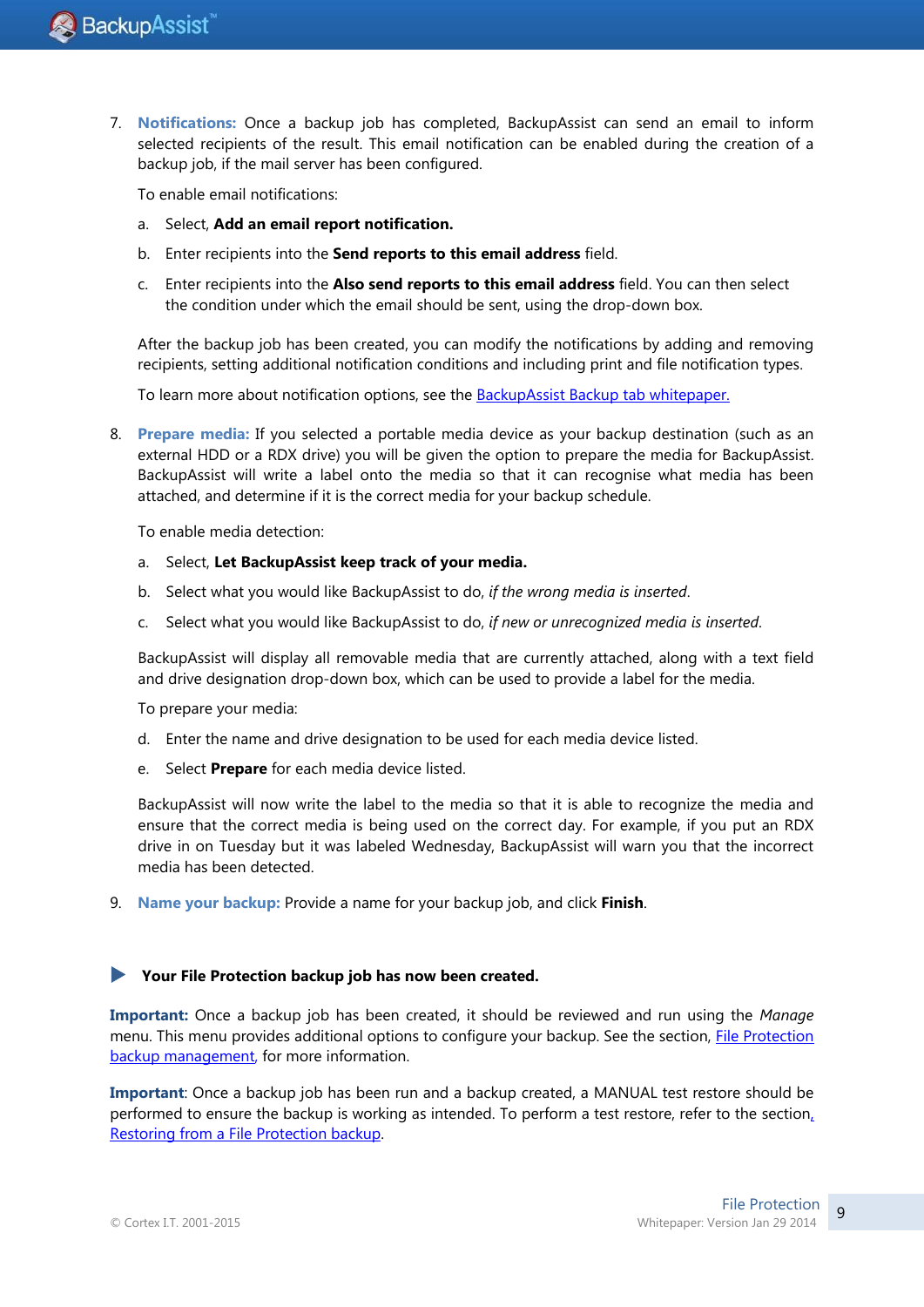7. **Notifications:** Once a backup job has completed, BackupAssist can send an email to inform selected recipients of the result. This email notification can be enabled during the creation of a backup job, if the mail server has been configured.

   To enable email notifications:

   a. Select, **Add an email report notification.**

   b. Enter recipients into the **Send reports to this email address** field.

   c. Enter recipients into the **Also send reports to this email address** field. You can then select the condition under which the email should be sent, using the drop-down box.

   After the backup job has been created, you can modify the notifications by adding and removing recipients, setting additional notification conditions and including print and file notification types.

   To learn more about notification options, see the [BackupAssist Backup tab whitepaper.]()

8. **Prepare media:** If you selected a portable media device as your backup destination (such as an external HDD or a RDX drive) you will be given the option to prepare the media for BackupAssist. BackupAssist will write a label onto the media so that it can recognise what media has been attached, and determine if it is the correct media for your backup schedule.

   To enable media detection:

   a. Select, **Let BackupAssist keep track of your media.**

   b. Select what you would like BackupAssist to do, *if the wrong media is inserted*.

   c. Select what you would like BackupAssist to do, *if new or unrecognized media is inserted.*

   BackupAssist will display all removable media that are currently attached, along with a text field and drive designation drop-down box, which can be used to provide a label for the media.

   To prepare your media:

   d. Enter the name and drive designation to be used for each media device listed.

   e. Select **Prepare** for each media device listed.

   BackupAssist will now write the label to the media so that it is able to recognize the media and ensure that the correct media is being used on the correct day. For example, if you put an RDX drive in on Tuesday but it was labeled Wednesday, BackupAssist will warn you that the incorrect media has been detected.

9. **Name your backup:** Provide a name for your backup job, and click **Finish**.

▶ **Your File Protection backup job has now been created.**

**Important:** Once a backup job has been created, it should be reviewed and run using the *Manage* menu. This menu provides additional options to configure your backup. See the section, [File Protection backup management](), for more information.

**Important**: Once a backup job has been run and a backup created, a MANUAL test restore should be performed to ensure the backup is working as intended. To perform a test restore, refer to the section, [Restoring from a File Protection backup]().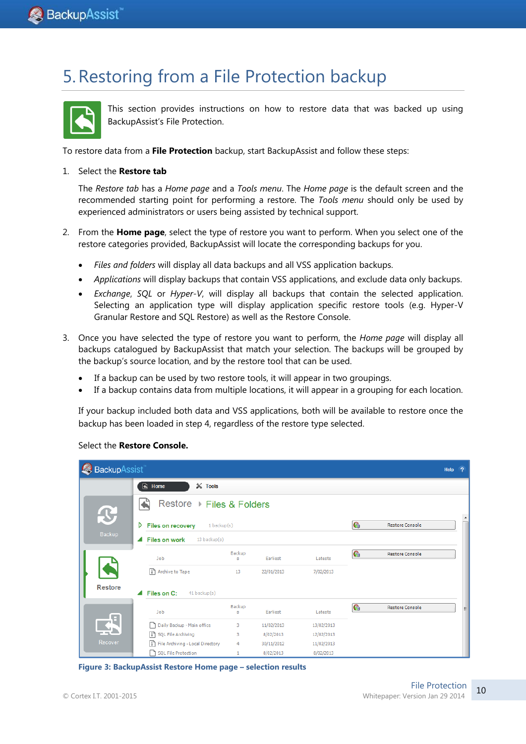# 5. Restoring from a File Protection backup

This section provides instructions on how to restore data that was backed up using BackupAssist's File Protection.

To restore data from a **File Protection** backup, start BackupAssist and follow these steps:

1. Select the **Restore tab**

   The *Restore tab* has a *Home page* and a *Tools menu*. The *Home page* is the default screen and the recommended starting point for performing a restore. The *Tools menu* should only be used by experienced administrators or users being assisted by technical support.

2. From the **Home page**, select the type of restore you want to perform. When you select one of the restore categories provided, BackupAssist will locate the corresponding backups for you.

   - *Files and folders* will display all data backups and all VSS application backups.
   - *Applications* will display backups that contain VSS applications, and exclude data only backups.
   - *Exchange*, *SQL* or *Hyper-V*, will display all backups that contain the selected application. Selecting an application type will display application specific restore tools (e.g. Hyper-V Granular Restore and SQL Restore) as well as the Restore Console.

3. Once you have selected the type of restore you want to perform, the *Home page* will display all backups catalogued by BackupAssist that match your selection. The backups will be grouped by the backup's source location, and by the restore tool that can be used.

   - If a backup can be used by two restore tools, it will appear in two groupings.
   - If a backup contains data from multiple locations, it will appear in a grouping for each location.

   If your backup included both data and VSS applications, both will be available to restore once the backup has been loaded in step 4, regardless of the restore type selected.

   Select the **Restore Console.**

**Figure 3: BackupAssist Restore Home page – selection results**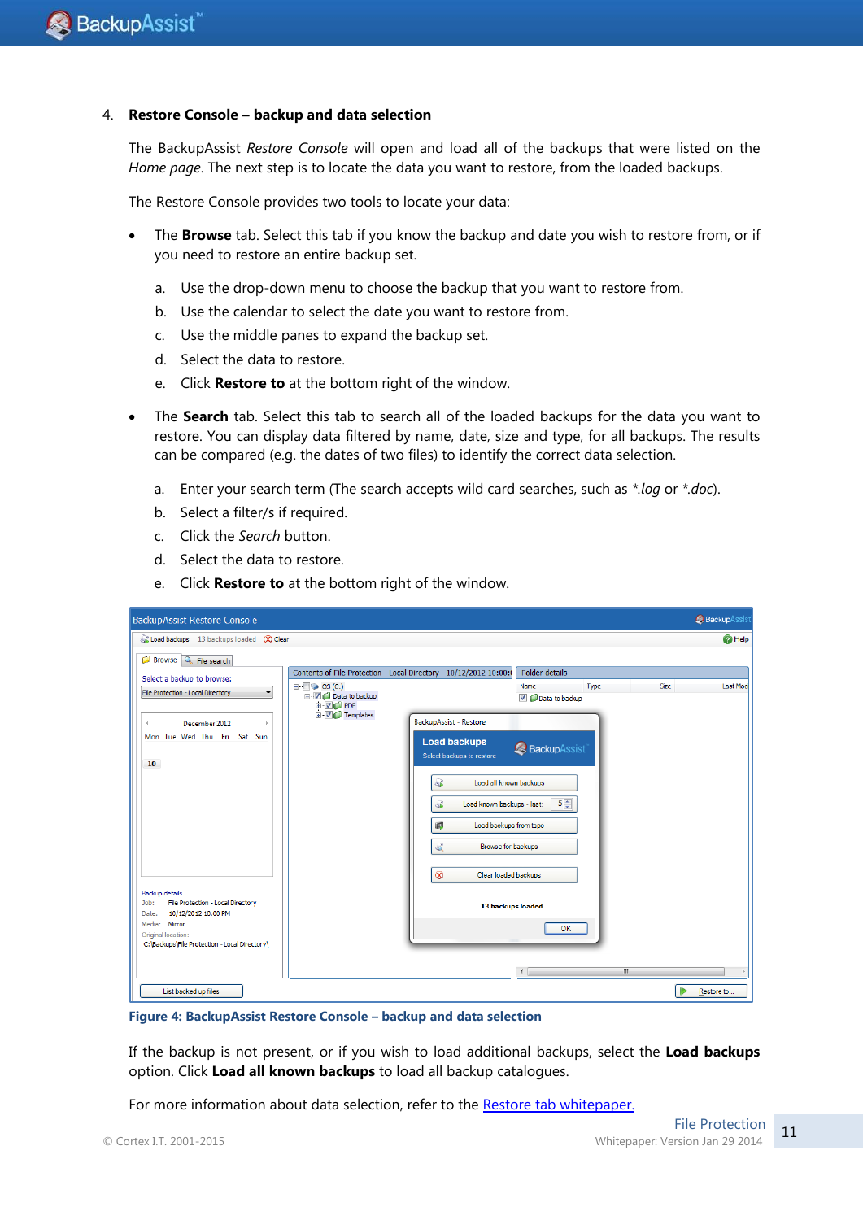4. **Restore Console – backup and data selection**

The BackupAssist *Restore Console* will open and load all of the backups that were listed on the *Home page*. The next step is to locate the data you want to restore, from the loaded backups.

The Restore Console provides two tools to locate your data:

- The **Browse** tab. Select this tab if you know the backup and date you wish to restore from, or if you need to restore an entire backup set.

  a. Use the drop-down menu to choose the backup that you want to restore from.
  b. Use the calendar to select the date you want to restore from.
  c. Use the middle panes to expand the backup set.
  d. Select the data to restore.
  e. Click **Restore to** at the bottom right of the window.

- The **Search** tab. Select this tab to search all of the loaded backups for the data you want to restore. You can display data filtered by name, date, size and type, for all backups. The results can be compared (e.g. the dates of two files) to identify the correct data selection.

  a. Enter your search term (The search accepts wild card searches, such as **.log* or **.doc*).
  b. Select a filter/s if required.
  c. Click the *Search* button.
  d. Select the data to restore.
  e. Click **Restore to** at the bottom right of the window.

**Figure 4: BackupAssist Restore Console – backup and data selection**

If the backup is not present, or if you wish to load additional backups, select the **Load backups** option. Click **Load all known backups** to load all backup catalogues.

For more information about data selection, refer to the Restore tab whitepaper.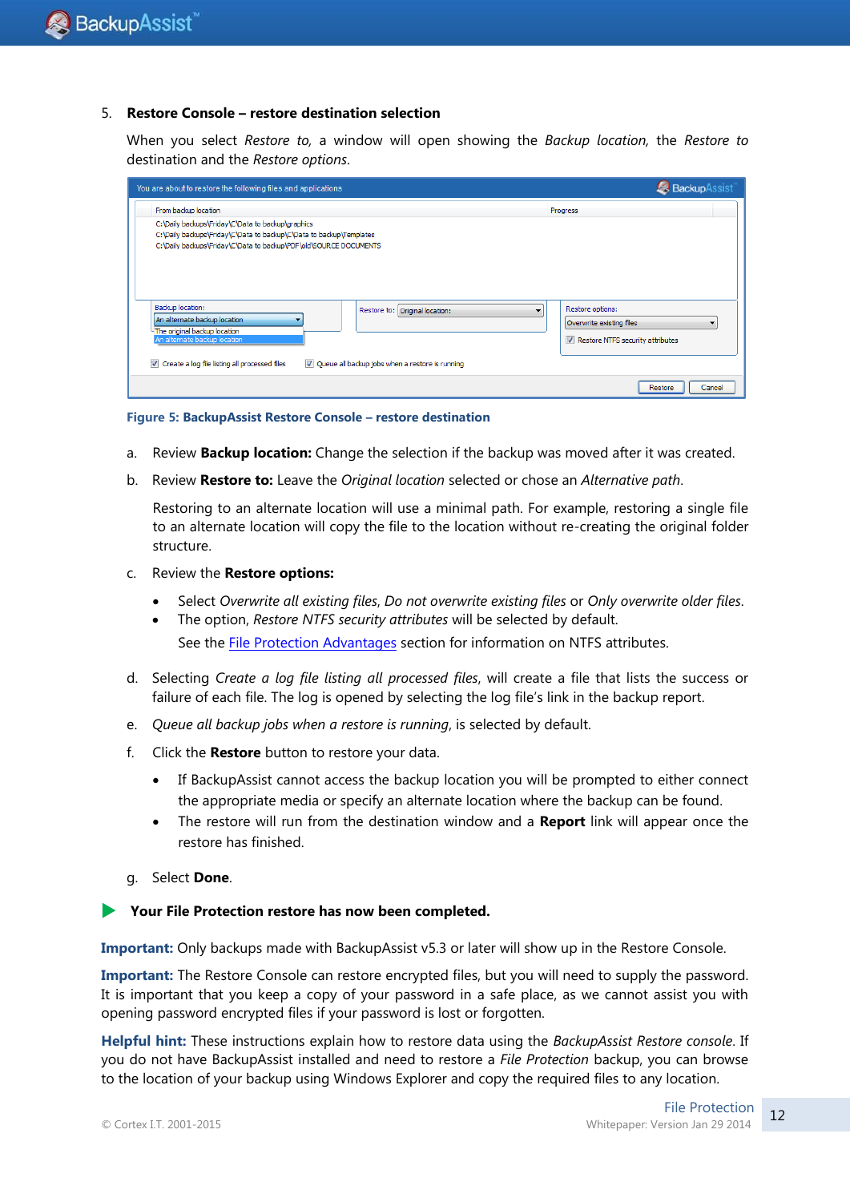5. **Restore Console – restore destination selection**

   When you select *Restore to,* a window will open showing the *Backup location,* the *Restore to* destination and the *Restore options*.

**Figure 5: BackupAssist Restore Console – restore destination**

a. Review **Backup location:** Change the selection if the backup was moved after it was created.

b. Review **Restore to:** Leave the *Original location* selected or chose an *Alternative path*.

   Restoring to an alternate location will use a minimal path. For example, restoring a single file to an alternate location will copy the file to the location without re-creating the original folder structure.

c. Review the **Restore options:**

   - Select *Overwrite all existing files*, *Do not overwrite existing files* or *Only overwrite older files*.
   - The option, *Restore NTFS security attributes* will be selected by default.

     See the File Protection Advantages section for information on NTFS attributes.

d. Selecting *Create a log file listing all processed files*, will create a file that lists the success or failure of each file. The log is opened by selecting the log file's link in the backup report.

e. *Queue all backup jobs when a restore is running*, is selected by default.

f. Click the **Restore** button to restore your data.

   - If BackupAssist cannot access the backup location you will be prompted to either connect the appropriate media or specify an alternate location where the backup can be found.
   - The restore will run from the destination window and a **Report** link will appear once the restore has finished.

g. Select **Done**.

**Your File Protection restore has now been completed.**

**Important:** Only backups made with BackupAssist v5.3 or later will show up in the Restore Console.

**Important:** The Restore Console can restore encrypted files, but you will need to supply the password. It is important that you keep a copy of your password in a safe place, as we cannot assist you with opening password encrypted files if your password is lost or forgotten.

**Helpful hint:** These instructions explain how to restore data using the *BackupAssist Restore console*. If you do not have BackupAssist installed and need to restore a *File Protection* backup, you can browse to the location of your backup using Windows Explorer and copy the required files to any location.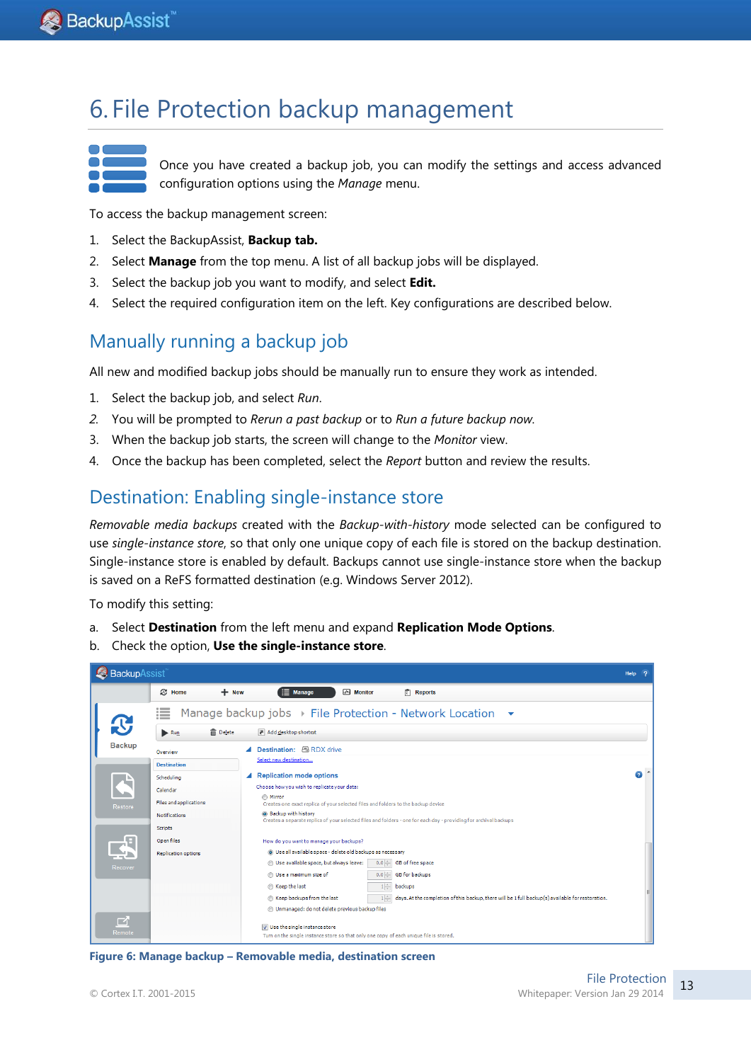# 6. File Protection backup management

Once you have created a backup job, you can modify the settings and access advanced configuration options using the *Manage* menu.

To access the backup management screen:

1. Select the BackupAssist, **Backup tab.**
2. Select **Manage** from the top menu. A list of all backup jobs will be displayed.
3. Select the backup job you want to modify, and select **Edit.**
4. Select the required configuration item on the left. Key configurations are described below.

## Manually running a backup job

All new and modified backup jobs should be manually run to ensure they work as intended.

1. Select the backup job, and select *Run*.
2. You will be prompted to *Rerun a past backup* or to *Run a future backup now*.
3. When the backup job starts, the screen will change to the *Monitor* view.
4. Once the backup has been completed, select the *Report* button and review the results.

## Destination: Enabling single-instance store

*Removable media backups* created with the *Backup-with-history* mode selected can be configured to use *single-instance store*, so that only one unique copy of each file is stored on the backup destination. Single-instance store is enabled by default. Backups cannot use single-instance store when the backup is saved on a ReFS formatted destination (e.g. Windows Server 2012).

To modify this setting:

a. Select **Destination** from the left menu and expand **Replication Mode Options**.
b. Check the option, **Use the single-instance store**.

**Figure 6: Manage backup – Removable media, destination screen**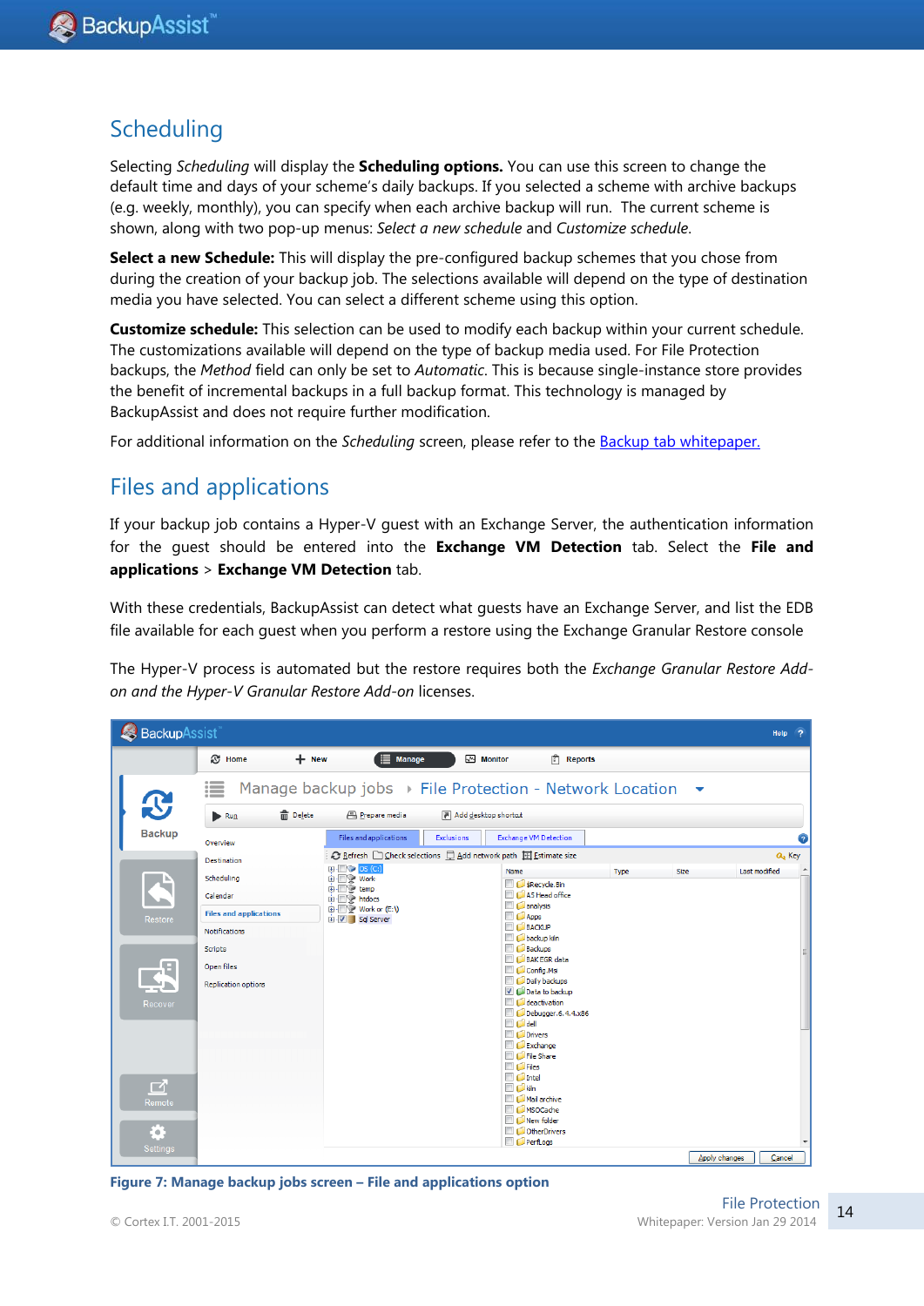## Scheduling

Selecting *Scheduling* will display the **Scheduling options.** You can use this screen to change the default time and days of your scheme's daily backups. If you selected a scheme with archive backups (e.g. weekly, monthly), you can specify when each archive backup will run. The current scheme is shown, along with two pop-up menus: *Select a new schedule* and *Customize schedule*.

**Select a new Schedule:** This will display the pre-configured backup schemes that you chose from during the creation of your backup job. The selections available will depend on the type of destination media you have selected. You can select a different scheme using this option.

**Customize schedule:** This selection can be used to modify each backup within your current schedule. The customizations available will depend on the type of backup media used. For File Protection backups, the *Method* field can only be set to *Automatic*. This is because single-instance store provides the benefit of incremental backups in a full backup format. This technology is managed by BackupAssist and does not require further modification.

For additional information on the *Scheduling* screen, please refer to the Backup tab whitepaper.

## Files and applications

If your backup job contains a Hyper-V guest with an Exchange Server, the authentication information for the guest should be entered into the **Exchange VM Detection** tab. Select the **File and applications** > **Exchange VM Detection** tab.

With these credentials, BackupAssist can detect what guests have an Exchange Server, and list the EDB file available for each guest when you perform a restore using the Exchange Granular Restore console

The Hyper-V process is automated but the restore requires both the *Exchange Granular Restore Add-on and the Hyper-V Granular Restore Add-on* licenses.

**Figure 7: Manage backup jobs screen – File and applications option**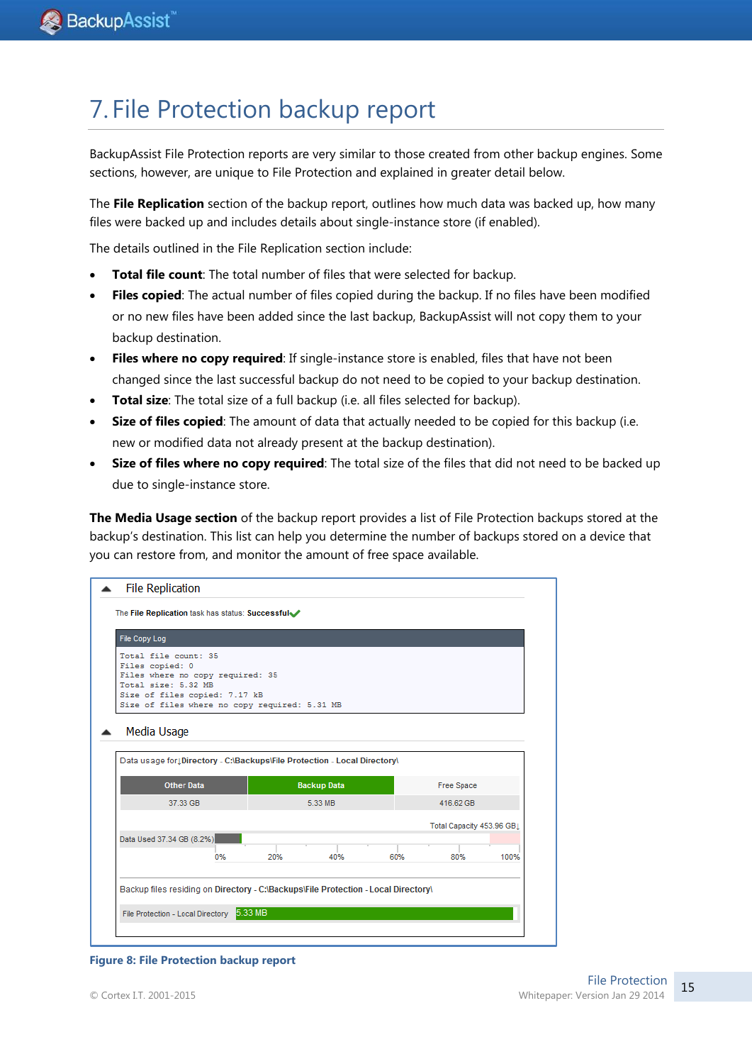# 7. File Protection backup report

BackupAssist File Protection reports are very similar to those created from other backup engines. Some sections, however, are unique to File Protection and explained in greater detail below.

The **File Replication** section of the backup report, outlines how much data was backed up, how many files were backed up and includes details about single-instance store (if enabled).

The details outlined in the File Replication section include:

- **Total file count**: The total number of files that were selected for backup.
- **Files copied**: The actual number of files copied during the backup. If no files have been modified or no new files have been added since the last backup, BackupAssist will not copy them to your backup destination.
- **Files where no copy required**: If single-instance store is enabled, files that have not been changed since the last successful backup do not need to be copied to your backup destination.
- **Total size**: The total size of a full backup (i.e. all files selected for backup).
- **Size of files copied**: The amount of data that actually needed to be copied for this backup (i.e. new or modified data not already present at the backup destination).
- **Size of files where no copy required**: The total size of the files that did not need to be backed up due to single-instance store.

**The Media Usage section** of the backup report provides a list of File Protection backups stored at the backup's destination. This list can help you determine the number of backups stored on a device that you can restore from, and monitor the amount of free space available.

File Replication

The **File Replication** task has status: **Successful**

File Copy Log

```
Total file count: 35
Files copied: 0
Files where no copy required: 35
Total size: 5.32 MB
Size of files copied: 7.17 kB
Size of files where no copy required: 5.31 MB
```

Media Usage

Data usage for **Directory - C:\Backups\File Protection - Local Directory\**

| Other Data | Backup Data | Free Space |
|---|---|---|
| 37.33 GB | 5.33 MB | 416.62 GB |

Total Capacity 453.96 GB

Data Used 37.34 GB (8.2%)

0% 20% 40% 60% 80% 100%

Backup files residing on **Directory - C:\Backups\File Protection - Local Directory\**

File Protection - Local Directory 5.33 MB

**Figure 8: File Protection backup report**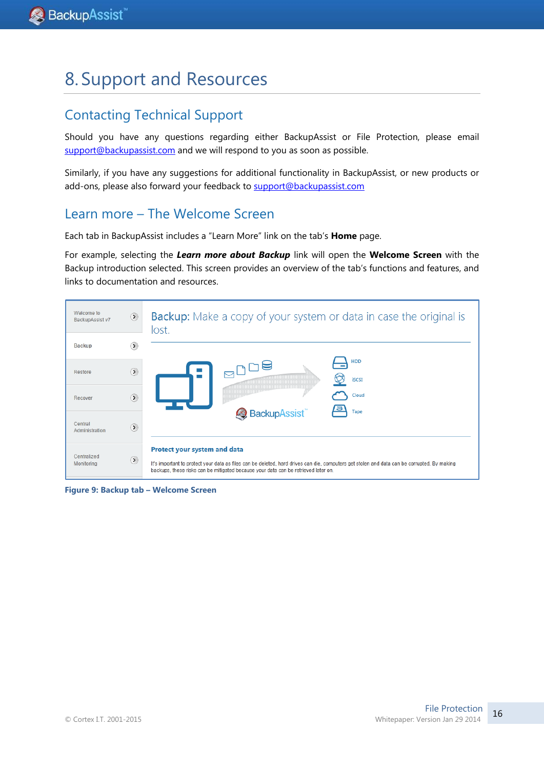# 8. Support and Resources

## Contacting Technical Support

Should you have any questions regarding either BackupAssist or File Protection, please email support@backupassist.com and we will respond to you as soon as possible.

Similarly, if you have any suggestions for additional functionality in BackupAssist, or new products or add-ons, please also forward your feedback to support@backupassist.com

## Learn more – The Welcome Screen

Each tab in BackupAssist includes a "Learn More" link on the tab's **Home** page.

For example, selecting the ***Learn more about Backup*** link will open the **Welcome Screen** with the Backup introduction selected. This screen provides an overview of the tab's functions and features, and links to documentation and resources.

**Figure 9: Backup tab – Welcome Screen**